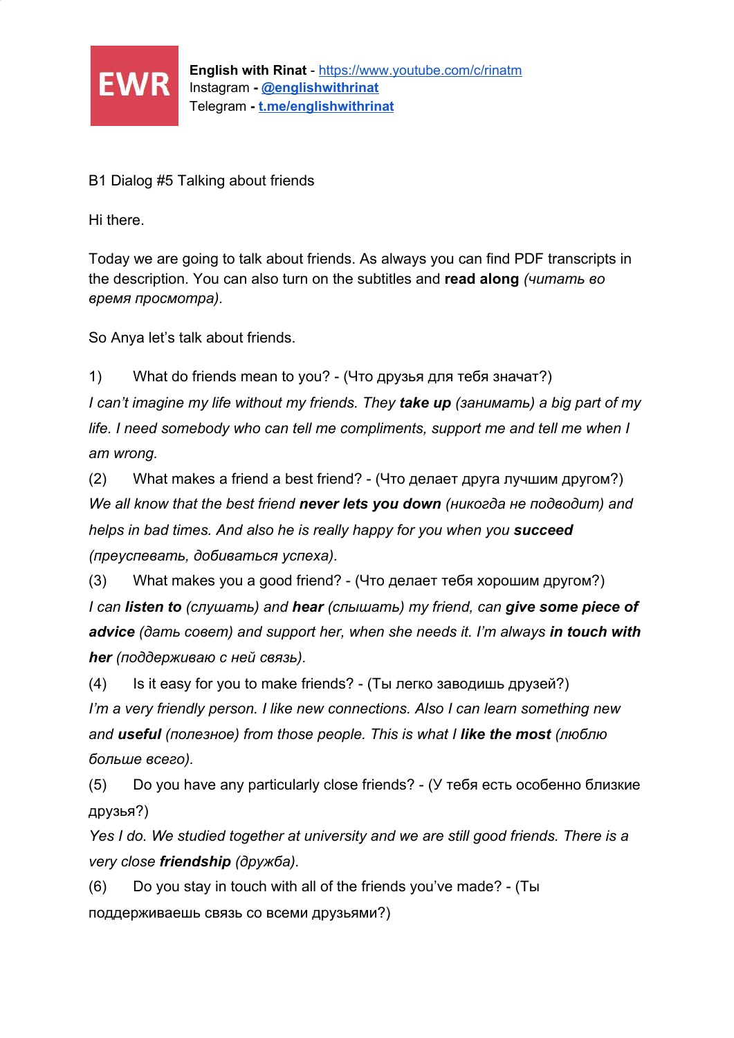EWR

**English with Rinat** - https://www.youtube.com/c/rinatm
Instagram - **@englishwithrinat**
Telegram - **t.me/englishwithrinat**

B1 Dialog #5 Talking about friends

Hi there.

Today we are going to talk about friends. As always you can find PDF transcripts in the description. You can also turn on the subtitles and **read along** *(читать во время просмотра).*

So Anya let's talk about friends.

1) What do friends mean to you? - (Что друзья для тебя значат?)

*I can't imagine my life without my friends. They* ***take up*** *(занимать) a big part of my life. I need somebody who can tell me compliments, support me and tell me when I am wrong.*

(2) What makes a friend a best friend? - (Что делает друга лучшим другом?)

*We all know that the best friend* ***never lets you down*** *(никогда не подводит) and helps in bad times. And also he is really happy for you when you* ***succeed*** *(преуспевать, добиваться успеха).*

(3) What makes you a good friend? - (Что делает тебя хорошим другом?)

*I can* ***listen to*** *(слушать) and* ***hear*** *(слышать) my friend, can* ***give some piece of advice*** *(дать совет) and support her, when she needs it. I'm always* ***in touch with her*** *(поддерживаю с ней связь).*

(4) Is it easy for you to make friends? - (Ты легко заводишь друзей?)

*I'm a very friendly person. I like new connections. Also I can learn something new and* ***useful*** *(полезное) from those people. This is what I* ***like the most*** *(люблю больше всего).*

(5) Do you have any particularly close friends? - (У тебя есть особенно близкие друзья?)

*Yes I do. We studied together at university and we are still good friends. There is a very close* ***friendship*** *(дружба).*

(6) Do you stay in touch with all of the friends you've made? - (Ты поддерживаешь связь со всеми друзьями?)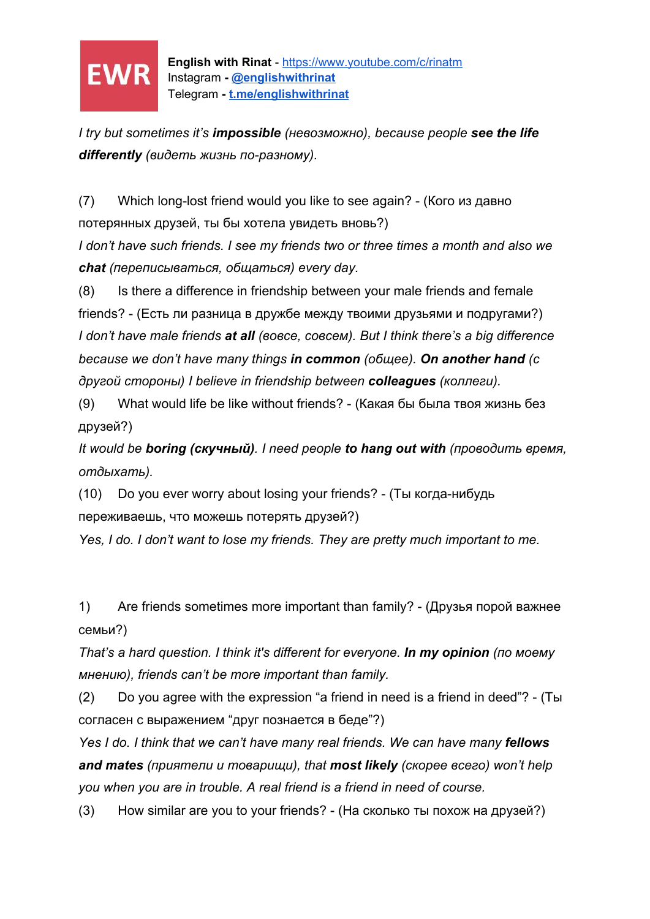*I try but sometimes it's* ***impossible*** *(невозможно), because people* ***see the life differently*** *(видеть жизнь по-разному).*

(7) Which long-lost friend would you like to see again? - (Кого из давно потерянных друзей, ты бы хотела увидеть вновь?)

*I don't have such friends. I see my friends two or three times a month and also we* ***chat*** *(переписываться, общаться) every day.*

(8) Is there a difference in friendship between your male friends and female friends? - (Есть ли разница в дружбе между твоими друзьями и подругами?)

*I don't have male friends* ***at all*** *(вовсе, совсем). But I think there's a big difference because we don't have many things* ***in common*** *(общее).* ***On another hand*** *(с другой стороны) I believe in friendship between* ***colleagues*** *(коллеги).*

(9) What would life be like without friends? - (Какая бы была твоя жизнь без друзей?)

*It would be* ***boring (скучный)****. I need people* ***to hang out with*** *(проводить время, отдыхать).*

(10) Do you ever worry about losing your friends? - (Ты когда-нибудь переживаешь, что можешь потерять друзей?)

*Yes, I do. I don't want to lose my friends. They are pretty much important to me.*

1) Are friends sometimes more important than family? - (Друзья порой важнее семьи?)

*That's a hard question. I think it's different for everyone.* ***In my opinion*** *(по моему мнению), friends can't be more important than family.*

(2) Do you agree with the expression "a friend in need is a friend in deed"? - (Ты согласен с выражением "друг познается в беде"?)

*Yes I do. I think that we can't have many real friends. We can have many* ***fellows and mates*** *(приятели и товарищи), that* ***most likely*** *(скорее всего) won't help you when you are in trouble. A real friend is a friend in need of course.*

(3) How similar are you to your friends? - (На сколько ты похож на друзей?)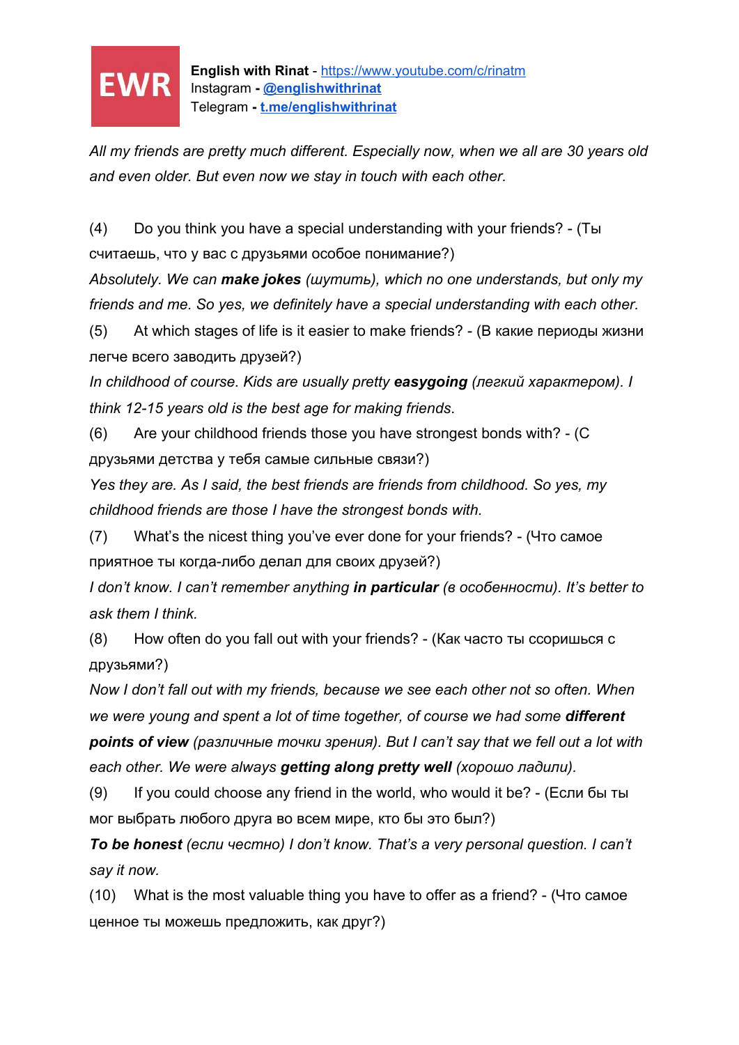*All my friends are pretty much different. Especially now, when we all are 30 years old and even older. But even now we stay in touch with each other.*

(4) Do you think you have a special understanding with your friends? - (Ты считаешь, что у вас с друзьями особое понимание?)

*Absolutely. We can **make jokes** (шутить), which no one understands, but only my friends and me. So yes, we definitely have a special understanding with each other.*

(5) At which stages of life is it easier to make friends? - (В какие периоды жизни легче всего заводить друзей?)

*In childhood of course. Kids are usually pretty **easygoing** (легкий характером). I think 12-15 years old is the best age for making friends.*

(6) Are your childhood friends those you have strongest bonds with? - (С друзьями детства у тебя самые сильные связи?)

*Yes they are. As I said, the best friends are friends from childhood. So yes, my childhood friends are those I have the strongest bonds with.*

(7) What's the nicest thing you've ever done for your friends? - (Что самое приятное ты когда-либо делал для своих друзей?)

*I don't know. I can't remember anything **in particular** (в особенности). It's better to ask them I think.*

(8) How often do you fall out with your friends? - (Как часто ты ссоришься с друзьями?)

*Now I don't fall out with my friends, because we see each other not so often. When we were young and spent a lot of time together, of course we had some **different points of view** (различные точки зрения). But I can't say that we fell out a lot with each other. We were always **getting along pretty well** (хорошо ладили).*

(9) If you could choose any friend in the world, who would it be? - (Если бы ты мог выбрать любого друга во всем мире, кто бы это был?)

***To be honest** (если честно) I don't know. That's a very personal question. I can't say it now.*

(10) What is the most valuable thing you have to offer as a friend? - (Что самое ценное ты можешь предложить, как друг?)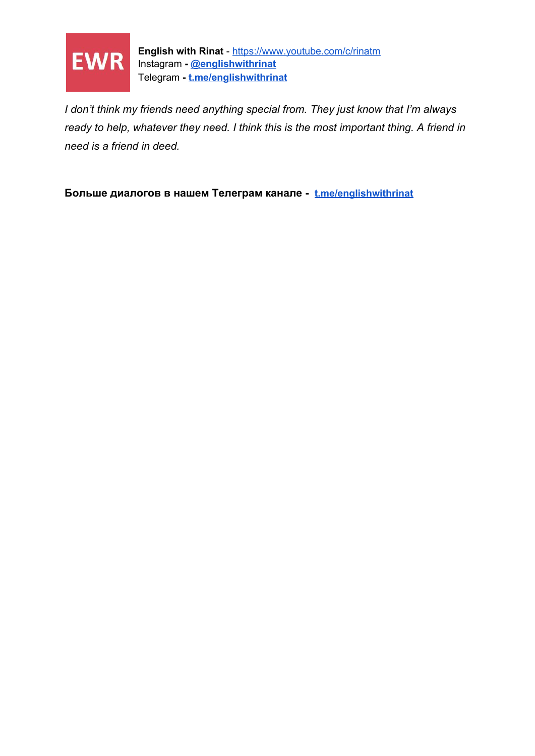*I don't think my friends need anything special from. They just know that I'm always ready to help, whatever they need. I think this is the most important thing. A friend in need is a friend in deed.*

**Больше диалогов в нашем Телеграм канале - [t.me/englishwithrinat](https://t.me/englishwithrinat)**